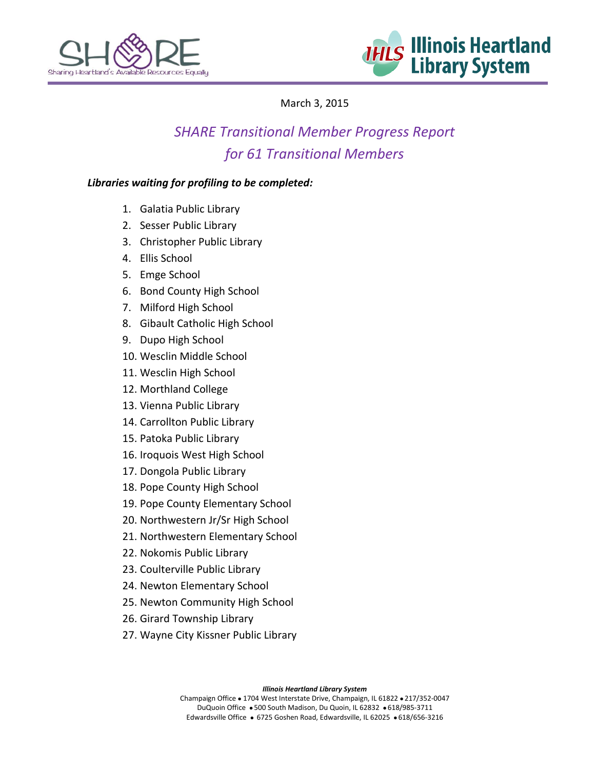March 3, 2015

# *SHARE Transitional Member Progress Report for 61 Transitional Members*

***Libraries waiting for profiling to be completed:***

1. Galatia Public Library
2. Sesser Public Library
3. Christopher Public Library
4. Ellis School
5. Emge School
6. Bond County High School
7. Milford High School
8. Gibault Catholic High School
9. Dupo High School
10. Wesclin Middle School
11. Wesclin High School
12. Morthland College
13. Vienna Public Library
14. Carrollton Public Library
15. Patoka Public Library
16. Iroquois West High School
17. Dongola Public Library
18. Pope County High School
19. Pope County Elementary School
20. Northwestern Jr/Sr High School
21. Northwestern Elementary School
22. Nokomis Public Library
23. Coulterville Public Library
24. Newton Elementary School
25. Newton Community High School
26. Girard Township Library
27. Wayne City Kissner Public Library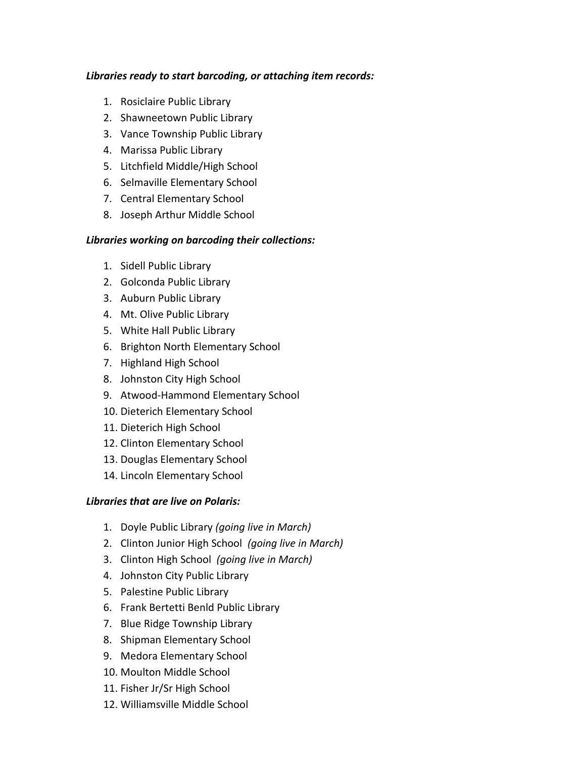***Libraries ready to start barcoding, or attaching item records:***

1. Rosiclaire Public Library
2. Shawneetown Public Library
3. Vance Township Public Library
4. Marissa Public Library
5. Litchfield Middle/High School
6. Selmaville Elementary School
7. Central Elementary School
8. Joseph Arthur Middle School

***Libraries working on barcoding their collections:***

1. Sidell Public Library
2. Golconda Public Library
3. Auburn Public Library
4. Mt. Olive Public Library
5. White Hall Public Library
6. Brighton North Elementary School
7. Highland High School
8. Johnston City High School
9. Atwood-Hammond Elementary School
10. Dieterich Elementary School
11. Dieterich High School
12. Clinton Elementary School
13. Douglas Elementary School
14. Lincoln Elementary School

***Libraries that are live on Polaris:***

1. Doyle Public Library *(going live in March)*
2. Clinton Junior High School *(going live in March)*
3. Clinton High School *(going live in March)*
4. Johnston City Public Library
5. Palestine Public Library
6. Frank Bertetti Benld Public Library
7. Blue Ridge Township Library
8. Shipman Elementary School
9. Medora Elementary School
10. Moulton Middle School
11. Fisher Jr/Sr High School
12. Williamsville Middle School